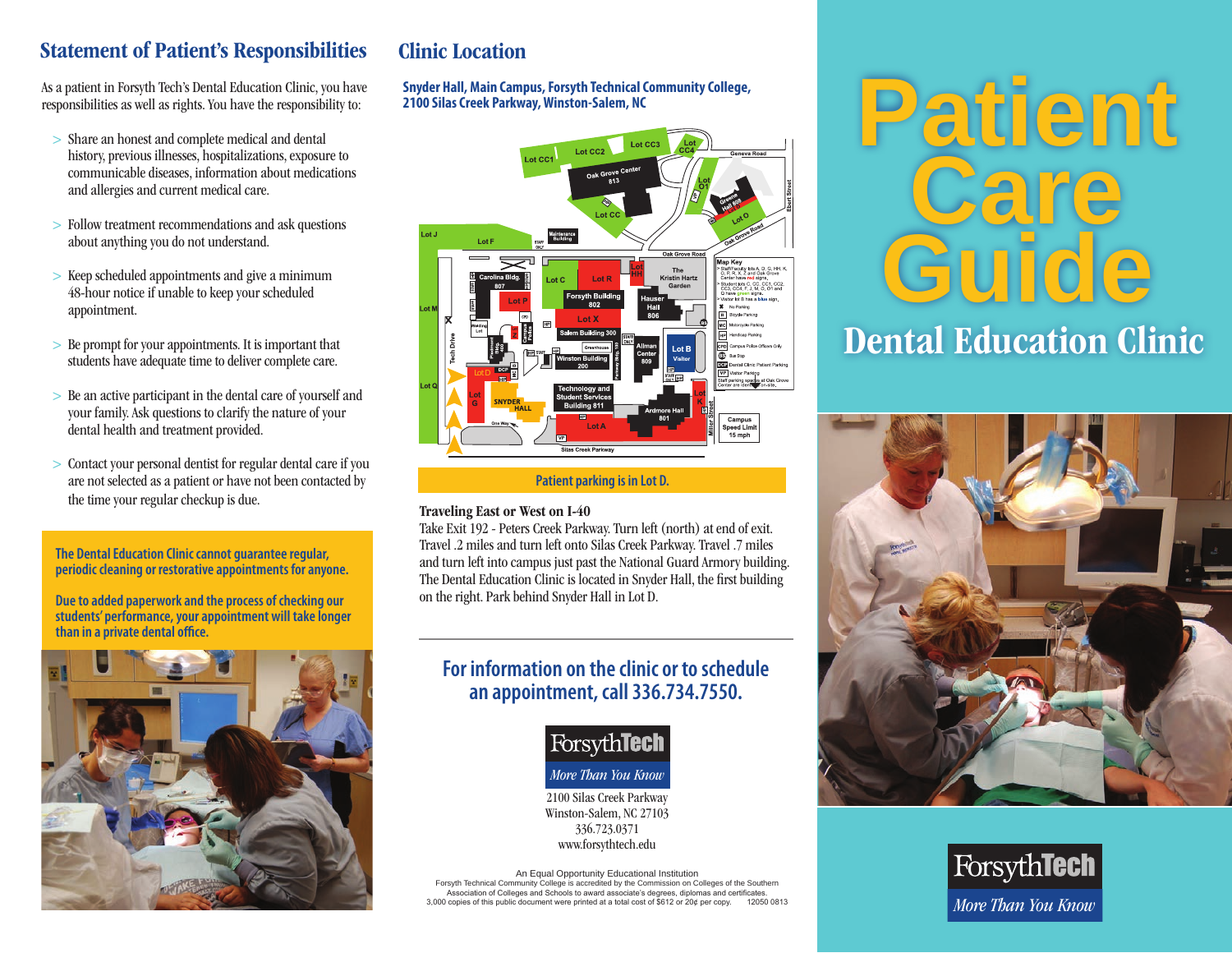## Statement of Patient's Responsibilities

As a patient in Forsyth Tech's Dental Education Clinic, you have responsibilities as well as rights. You have the responsibility to:

> Share an honest and complete medical and dental history, previous illnesses, hospitalizations, exposure to communicable diseases, information about medications and allergies and current medical care.

> Follow treatment recommendations and ask questions about anything you do not understand.

> Keep scheduled appointments and give a minimum 48-hour notice if unable to keep your scheduled appointment.

> Be prompt for your appointments. It is important that students have adequate time to deliver complete care.

> Be an active participant in the dental care of yourself and your family. Ask questions to clarify the nature of your dental health and treatment provided.

> Contact your personal dentist for regular dental care if you are not selected as a patient or have not been contacted by the time your regular checkup is due.

**The Dental Education Clinic cannot guarantee regular, periodic cleaning or restorative appointments for anyone.**

**Due to added paperwork and the process of checking our students' performance, your appointment will take longer than in a private dental office.**

## Clinic Location

**Snyder Hall, Main Campus, Forsyth Technical Community College, 2100 Silas Creek Parkway, Winston-Salem, NC**

**Patient parking is in Lot D.**

**Traveling East or West on I-40**

Take Exit 192 - Peters Creek Parkway. Turn left (north) at end of exit. Travel .2 miles and turn left onto Silas Creek Parkway. Travel .7 miles and turn left into campus just past the National Guard Armory building. The Dental Education Clinic is located in Snyder Hall, the first building on the right. Park behind Snyder Hall in Lot D.

### For information on the clinic or to schedule an appointment, call 336.734.7550.

ForsythTech
*More Than You Know*

2100 Silas Creek Parkway
Winston-Salem, NC 27103
336.723.0371
www.forsythtech.edu

An Equal Opportunity Educational Institution
Forsyth Technical Community College is accredited by the Commission on Colleges of the Southern Association of Colleges and Schools to award associate's degrees, diplomas and certificates.
3,000 copies of this public document were printed at a total cost of $612 or 20¢ per copy. 12050 0813

# Patient Care Guide

## Dental Education Clinic

ForsythTech
*More Than You Know*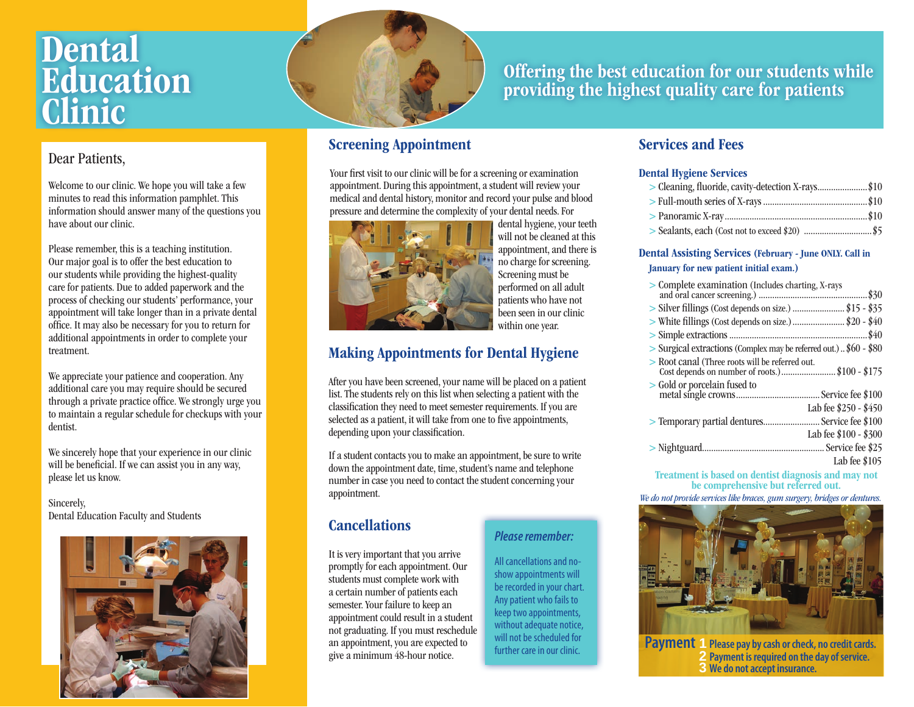# Dental Education Clinic

**Offering the best education for our students while providing the highest quality care for patients**

Dear Patients,

Welcome to our clinic. We hope you will take a few minutes to read this information pamphlet. This information should answer many of the questions you have about our clinic.

Please remember, this is a teaching institution. Our major goal is to offer the best education to our students while providing the highest-quality care for patients. Due to added paperwork and the process of checking our students' performance, your appointment will take longer than in a private dental office. It may also be necessary for you to return for additional appointments in order to complete your treatment.

We appreciate your patience and cooperation. Any additional care you may require should be secured through a private practice office. We strongly urge you to maintain a regular schedule for checkups with your dentist.

We sincerely hope that your experience in our clinic will be beneficial. If we can assist you in any way, please let us know.

Sincerely,
Dental Education Faculty and Students

## Screening Appointment

Your first visit to our clinic will be for a screening or examination appointment. During this appointment, a student will review your medical and dental history, monitor and record your pulse and blood pressure and determine the complexity of your dental needs. For dental hygiene, your teeth will not be cleaned at this appointment, and there is no charge for screening. Screening must be performed on all adult patients who have not been seen in our clinic within one year.

## Making Appointments for Dental Hygiene

After you have been screened, your name will be placed on a patient list. The students rely on this list when selecting a patient with the classification they need to meet semester requirements. If you are selected as a patient, it will take from one to five appointments, depending upon your classification.

If a student contacts you to make an appointment, be sure to write down the appointment date, time, student's name and telephone number in case you need to contact the student concerning your appointment.

## Cancellations

It is very important that you arrive promptly for each appointment. Our students must complete work with a certain number of patients each semester. Your failure to keep an appointment could result in a student not graduating. If you must reschedule an appointment, you are expected to give a minimum 48-hour notice.

***Please remember:***

All cancellations and no-show appointments will be recorded in your chart. Any patient who fails to keep two appointments, without adequate notice, will not be scheduled for further care in our clinic.

## Services and Fees

### Dental Hygiene Services

- Cleaning, fluoride, cavity-detection X-rays ...... $10
- Full-mouth series of X-rays ...... $10
- Panoramic X-ray ...... $10
- Sealants, each (Cost not to exceed $20) ...... $5

### Dental Assisting Services (February - June ONLY. Call in January for new patient initial exam.)

- Complete examination (Includes charting, X-rays and oral cancer screening.) ...... $30
- Silver fillings (Cost depends on size.) ...... $15 - $35
- White fillings (Cost depends on size.) ...... $20 - $40
- Simple extractions ...... $40
- Surgical extractions (Complex may be referred out.) ...... $60 - $80
- Root canal (Three roots will be referred out. Cost depends on number of roots.) ...... $100 - $175
- Gold or porcelain fused to metal single crowns ...... Service fee $100, Lab fee $250 - $450
- Temporary partial dentures ...... Service fee $100, Lab fee $100 - $300
- Nightguard ...... Service fee $25, Lab fee $105

**Treatment is based on dentist diagnosis and may not be comprehensive but referred out.**

*We do not provide services like braces, gum surgery, bridges or dentures.*

**Payment**

1. Please pay by cash or check, no credit cards.
2. Payment is required on the day of service.
3. We do not accept insurance.